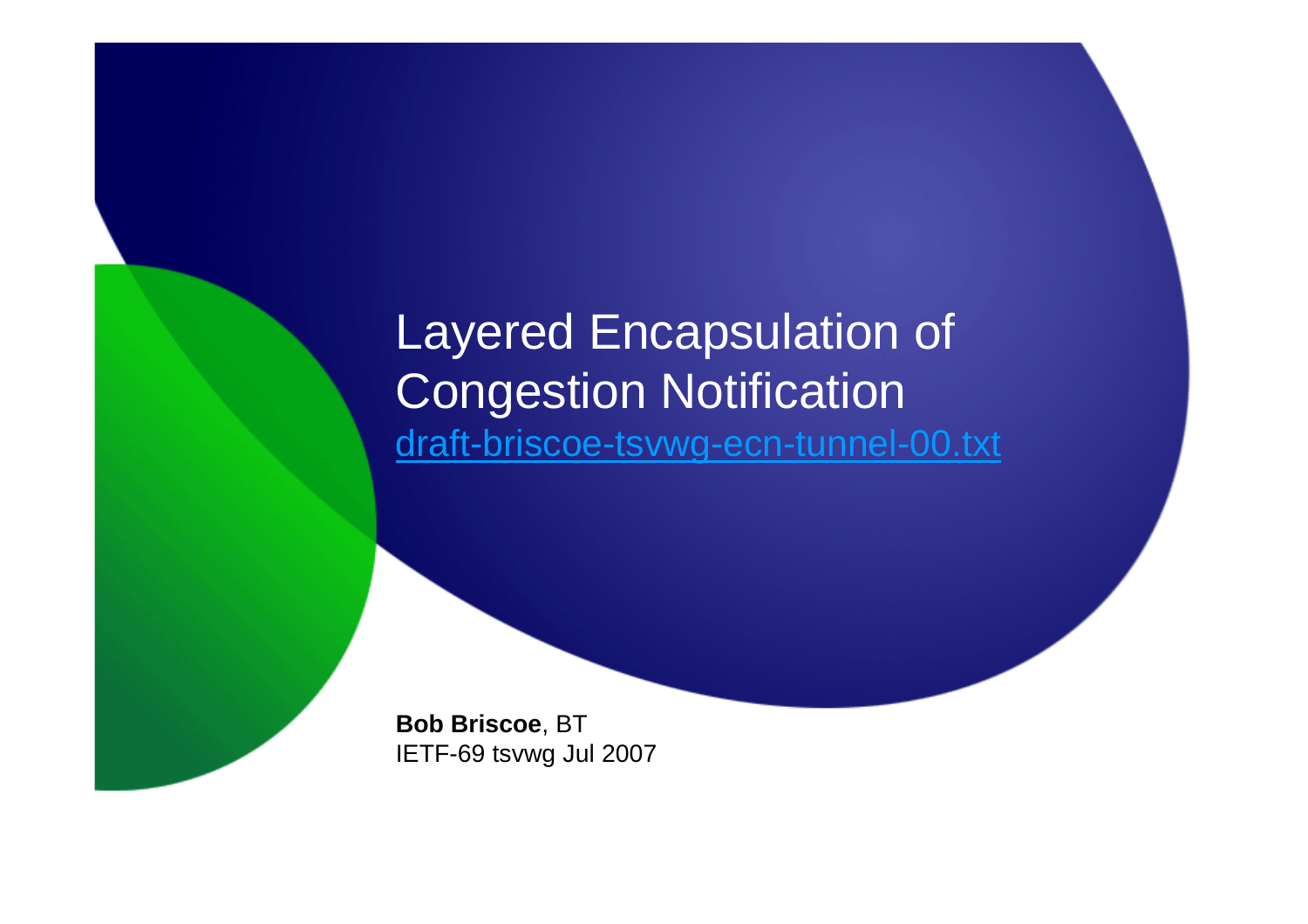# Layered Encapsulation of Congestion Notification

draft-briscoe-tsvwg-ecn-tunnel-00.txt

**Bob Briscoe**, BT
IETF-69 tsvwg Jul 2007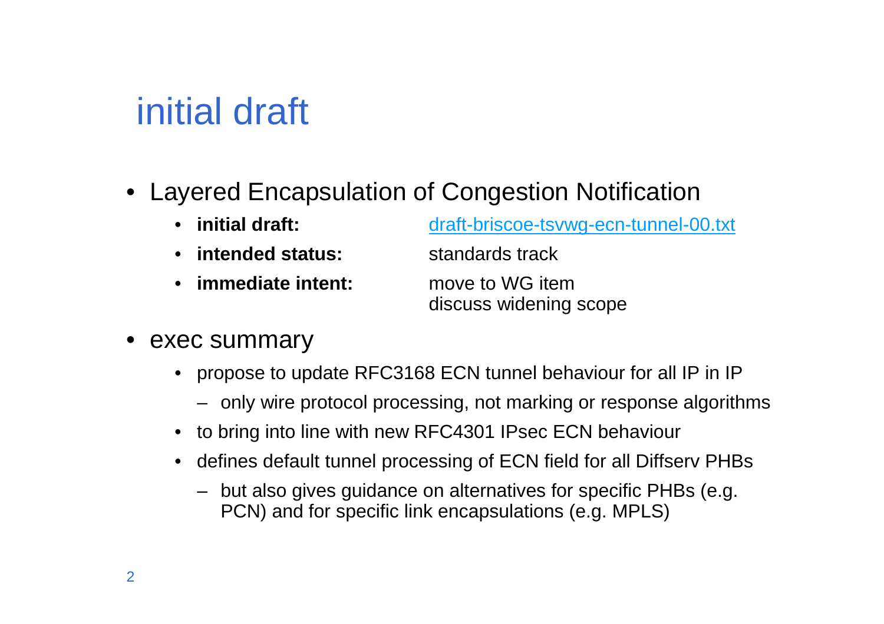# initial draft

- Layered Encapsulation of Congestion Notification
  - **initial draft:** draft-briscoe-tsvwg-ecn-tunnel-00.txt
  - **intended status:** standards track
  - **immediate intent:** move to WG item; discuss widening scope
- exec summary
  - propose to update RFC3168 ECN tunnel behaviour for all IP in IP
    - only wire protocol processing, not marking or response algorithms
  - to bring into line with new RFC4301 IPsec ECN behaviour
  - defines default tunnel processing of ECN field for all Diffserv PHBs
    - but also gives guidance on alternatives for specific PHBs (e.g. PCN) and for specific link encapsulations (e.g. MPLS)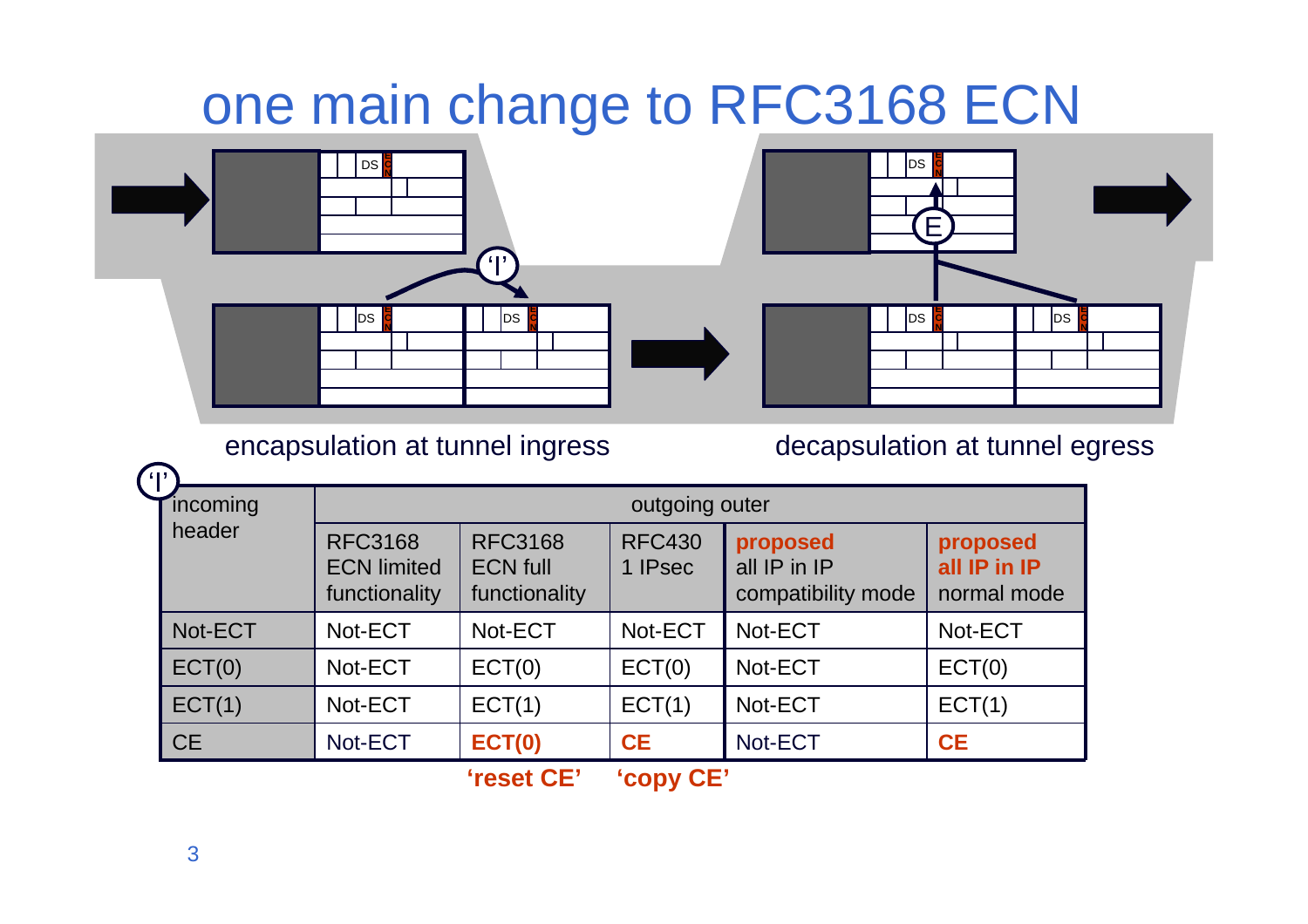# one main change to RFC3168 ECN

encapsulation at tunnel ingress

decapsulation at tunnel egress

| 'I' incoming header | outgoing outer | | | | |
|---|---|---|---|---|---|
| | RFC3168 ECN limited functionality | RFC3168 ECN full functionality | RFC4301 IPsec | **proposed** all IP in IP compatibility mode | **proposed all IP in IP** normal mode |
| Not-ECT | Not-ECT | Not-ECT | Not-ECT | Not-ECT | Not-ECT |
| ECT(0) | Not-ECT | ECT(0) | ECT(0) | Not-ECT | ECT(0) |
| ECT(1) | Not-ECT | ECT(1) | ECT(1) | Not-ECT | ECT(1) |
| CE | Not-ECT | **ECT(0)** | **CE** | Not-ECT | **CE** |
| | | **'reset CE'** | **'copy CE'** | | |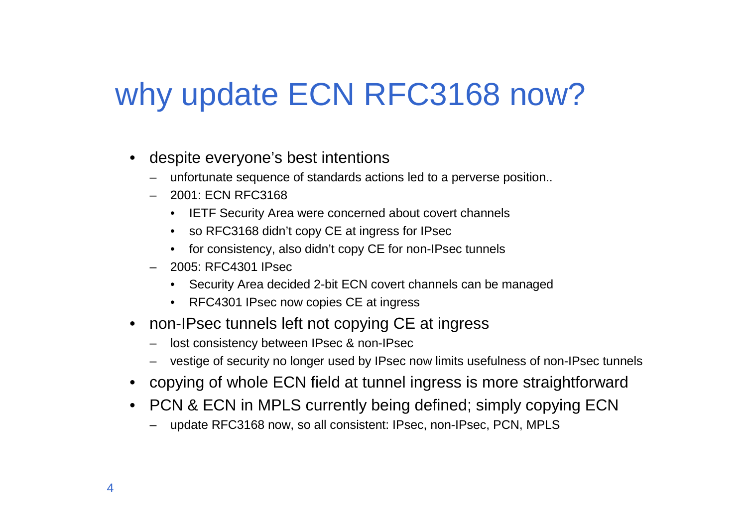# why update ECN RFC3168 now?

- despite everyone's best intentions
  - unfortunate sequence of standards actions led to a perverse position..
  - 2001: ECN RFC3168
    - IETF Security Area were concerned about covert channels
    - so RFC3168 didn't copy CE at ingress for IPsec
    - for consistency, also didn't copy CE for non-IPsec tunnels
  - 2005: RFC4301 IPsec
    - Security Area decided 2-bit ECN covert channels can be managed
    - RFC4301 IPsec now copies CE at ingress
- non-IPsec tunnels left not copying CE at ingress
  - lost consistency between IPsec & non-IPsec
  - vestige of security no longer used by IPsec now limits usefulness of non-IPsec tunnels
- copying of whole ECN field at tunnel ingress is more straightforward
- PCN & ECN in MPLS currently being defined; simply copying ECN
  - update RFC3168 now, so all consistent: IPsec, non-IPsec, PCN, MPLS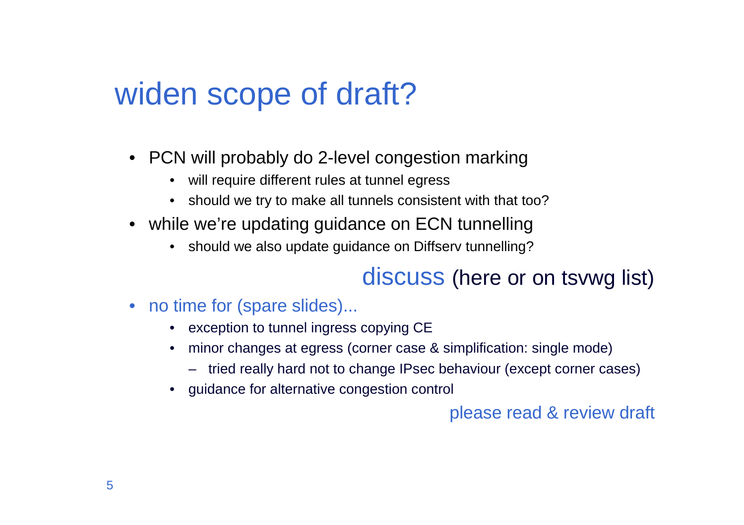# widen scope of draft?

- PCN will probably do 2-level congestion marking
  - will require different rules at tunnel egress
  - should we try to make all tunnels consistent with that too?
- while we're updating guidance on ECN tunnelling
  - should we also update guidance on Diffserv tunnelling?

discuss (here or on tsvwg list)

- no time for (spare slides)...
  - exception to tunnel ingress copying CE
  - minor changes at egress (corner case & simplification: single mode)
    - tried really hard not to change IPsec behaviour (except corner cases)
  - guidance for alternative congestion control

please read & review draft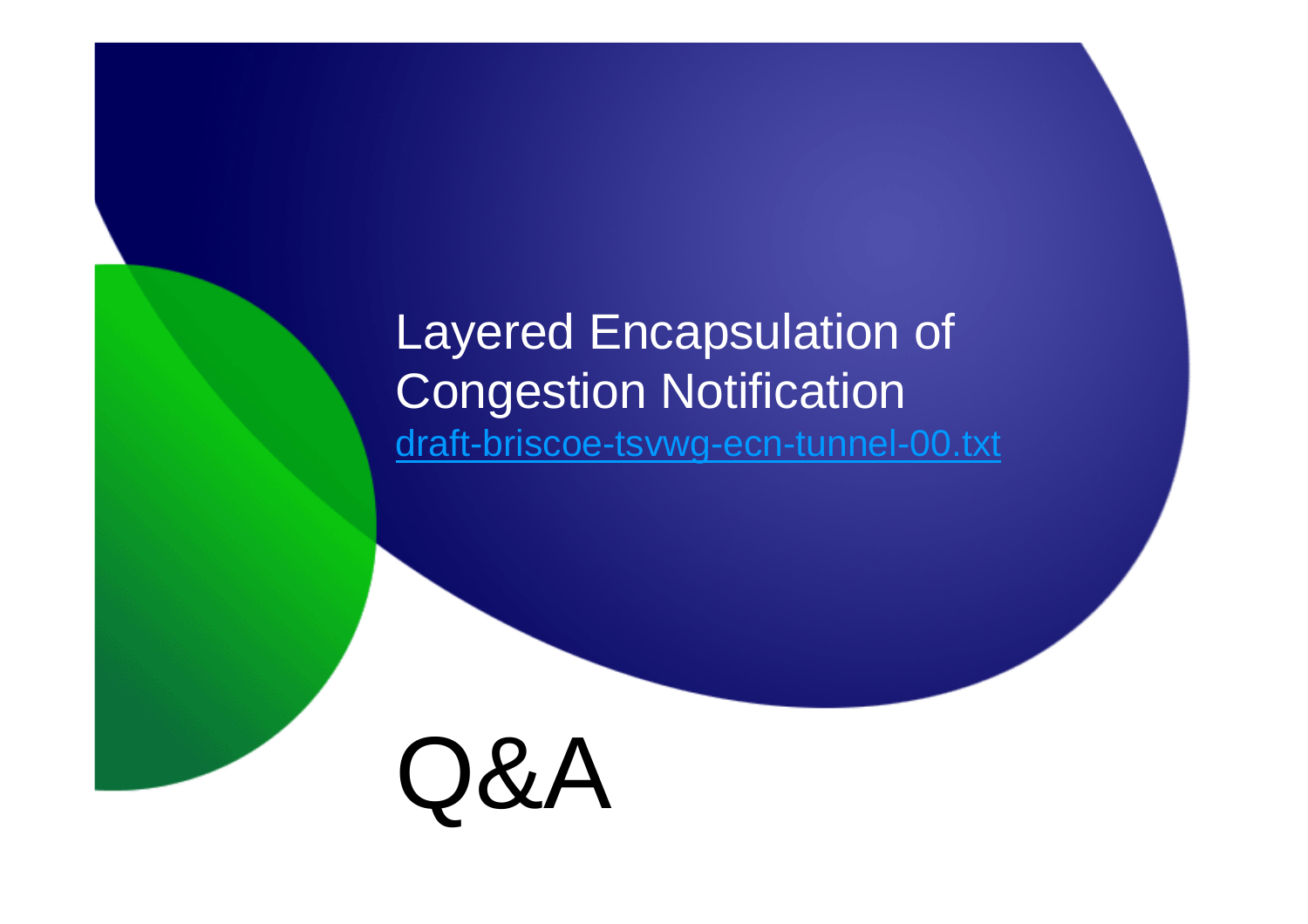# Layered Encapsulation of Congestion Notification

[draft-briscoe-tsvwg-ecn-tunnel-00.txt](draft-briscoe-tsvwg-ecn-tunnel-00.txt)

# Q&A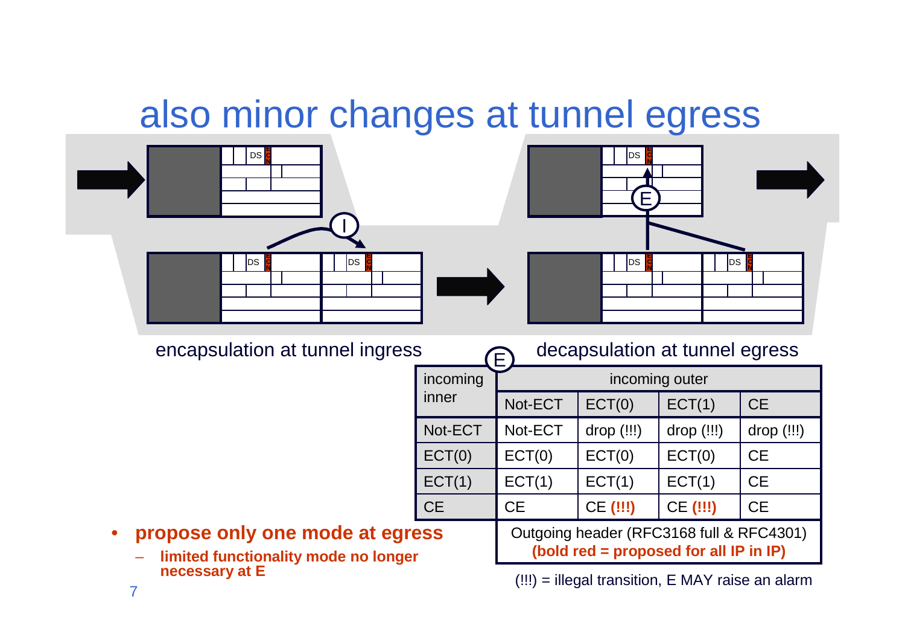# also minor changes at tunnel egress

encapsulation at tunnel ingress

decapsulation at tunnel egress

| incoming inner | incoming outer | | | |
|---|---|---|---|---|
| | Not-ECT | ECT(0) | ECT(1) | CE |
| Not-ECT | Not-ECT | drop (!!!) | drop (!!!) | drop (!!!) |
| ECT(0) | ECT(0) | ECT(0) | ECT(0) | CE |
| ECT(1) | ECT(1) | ECT(1) | ECT(1) | CE |
| CE | CE | CE **(!!!)** | CE **(!!!)** | CE |

Outgoing header (RFC3168 full & RFC4301)
**(bold red = proposed for all IP in IP)**

(!!!) = illegal transition, E MAY raise an alarm

- **propose only one mode at egress**
  - **limited functionality mode no longer necessary at E**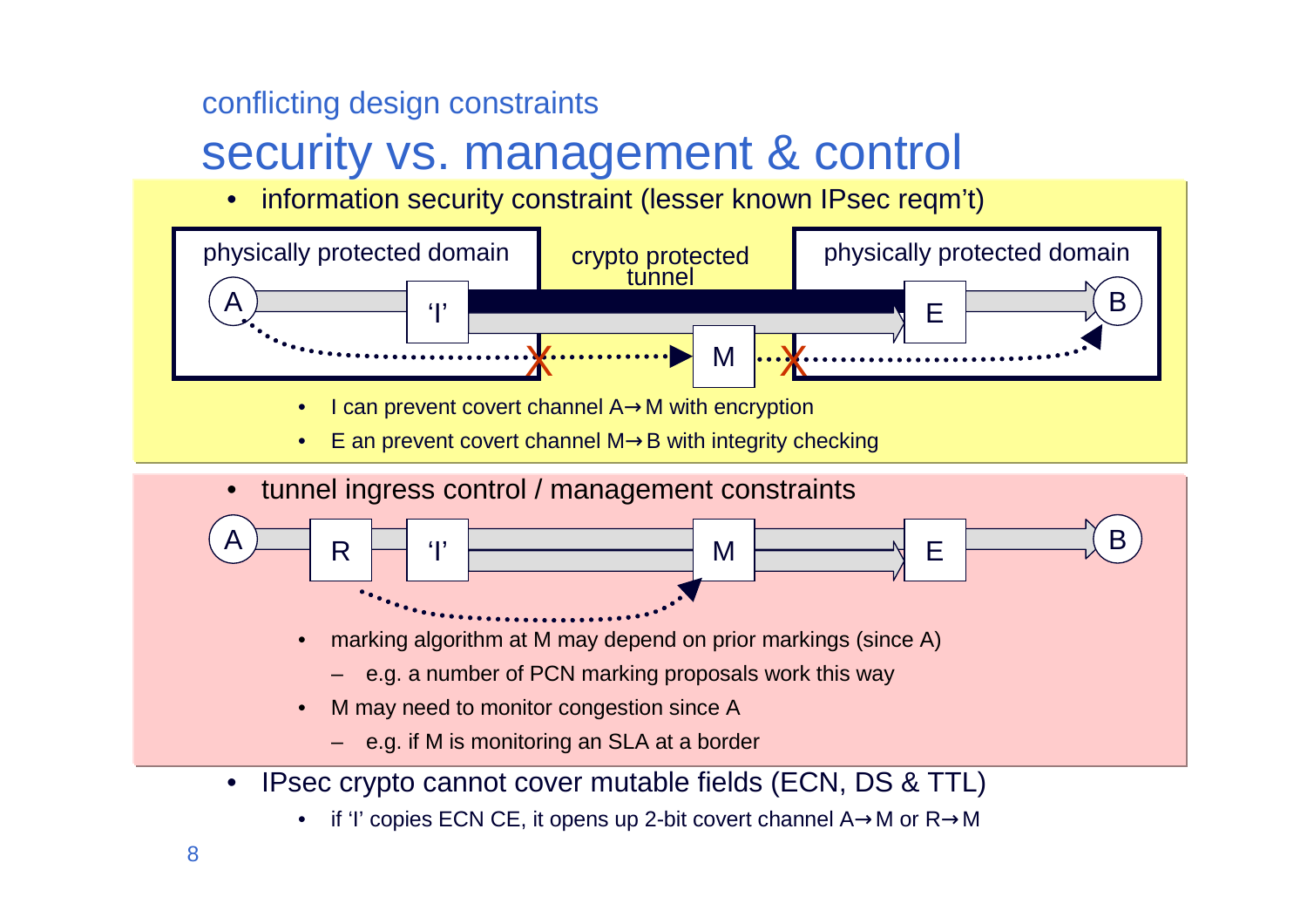conflicting design constraints

# security vs. management & control

- information security constraint (lesser known IPsec reqm't)
  - I can prevent covert channel A→M with encryption
  - E an prevent covert channel M→B with integrity checking
- tunnel ingress control / management constraints
  - marking algorithm at M may depend on prior markings (since A)
    - e.g. a number of PCN marking proposals work this way
  - M may need to monitor congestion since A
    - e.g. if M is monitoring an SLA at a border
- IPsec crypto cannot cover mutable fields (ECN, DS & TTL)
  - if 'I' copies ECN CE, it opens up 2-bit covert channel A→M or R→M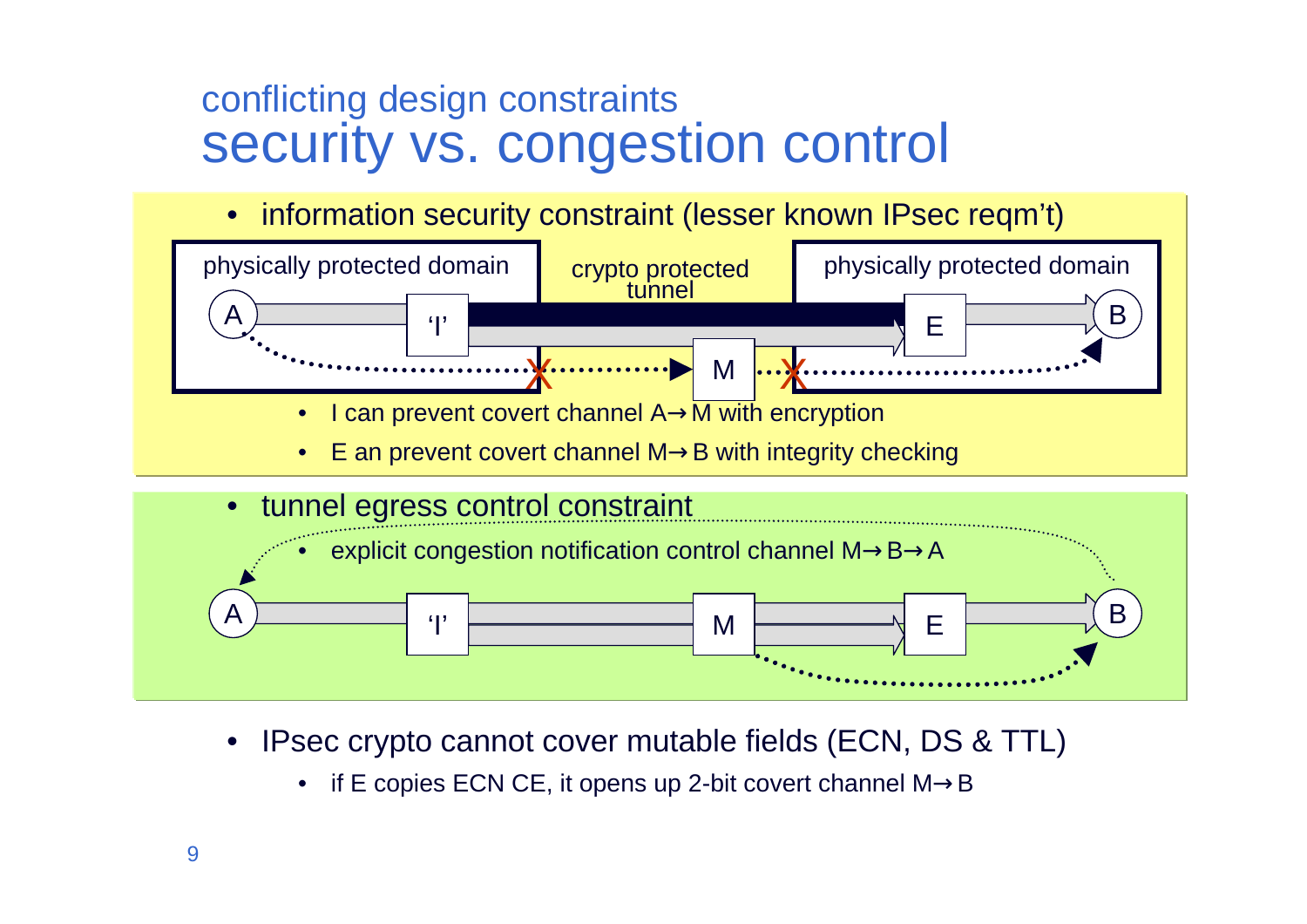## conflicting design constraints

# security vs. congestion control

- information security constraint (lesser known IPsec reqm't)

physically protected domain | crypto protected tunnel | physically protected domain

A — 'I' — M — E — B

  - I can prevent covert channel A→M with encryption
  - E an prevent covert channel M→B with integrity checking

- tunnel egress control constraint
  - explicit congestion notification control channel M→B→A

A — 'I' — M — E — B

- IPsec crypto cannot cover mutable fields (ECN, DS & TTL)
  - if E copies ECN CE, it opens up 2-bit covert channel M→B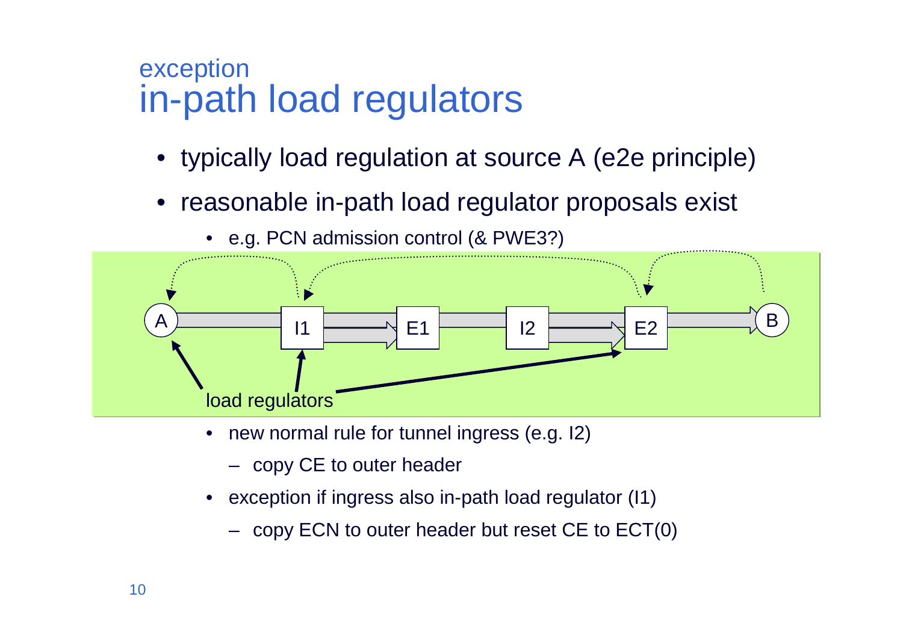# exception
# in-path load regulators

- typically load regulation at source A (e2e principle)
- reasonable in-path load regulator proposals exist
  - e.g. PCN admission control (& PWE3?)

A
I1
E1
I2
E2
B
load regulators

  - new normal rule for tunnel ingress (e.g. I2)
    - copy CE to outer header
  - exception if ingress also in-path load regulator (I1)
    - copy ECN to outer header but reset CE to ECT(0)